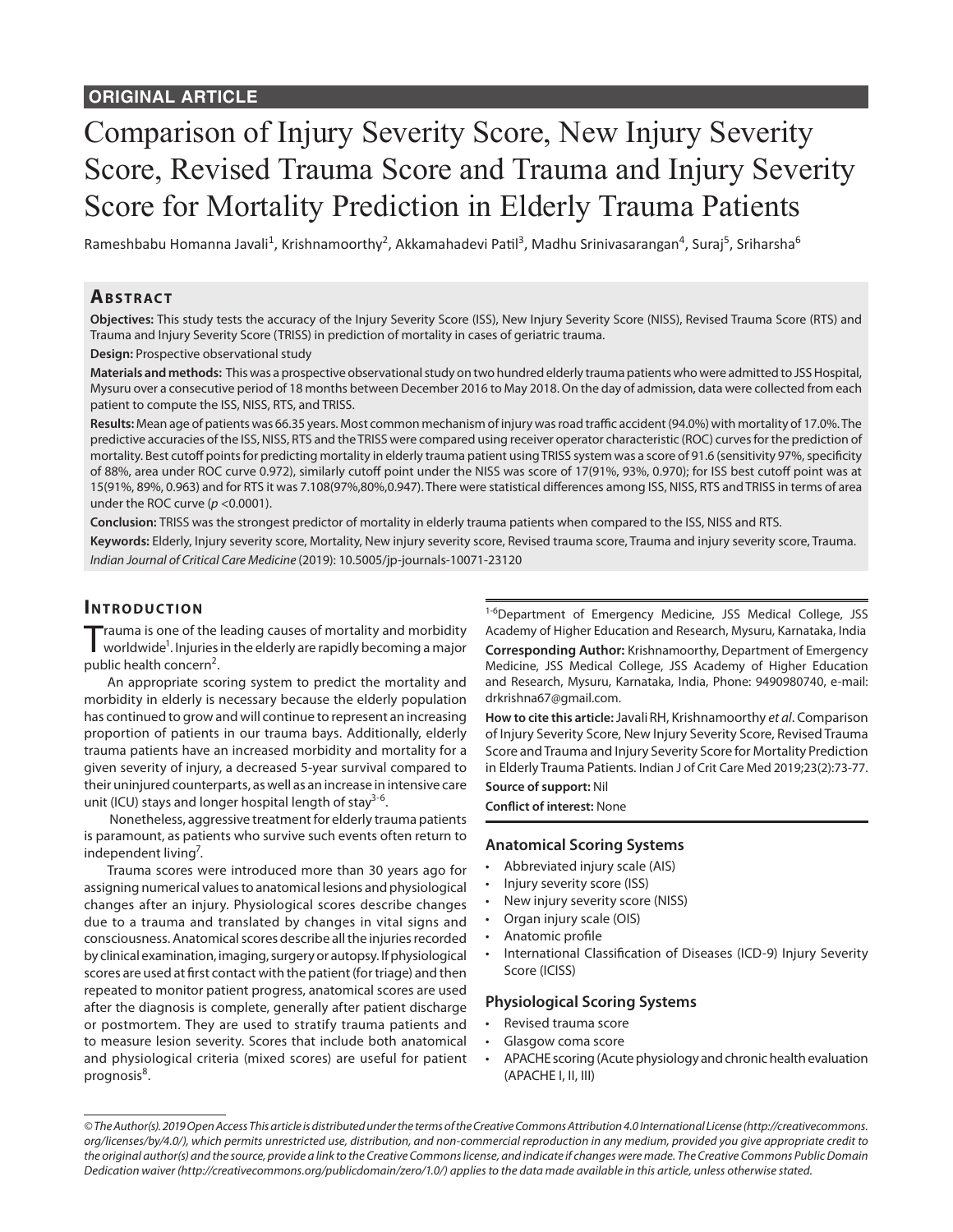ORIGINAL ARTICLE

# Comparison of Injury Severity Score, New Injury Severity Score, Revised Trauma Score and Trauma and Injury Severity Score for Mortality Prediction in Elderly Trauma Patients

Rameshbabu Homanna Javali[1], Krishnamoorthy[2], Akkamahadevi Patil[3], Madhu Srinivasarangan[4], Suraj[5], Sriharsha[6]

## Abstract

**Objectives:** This study tests the accuracy of the Injury Severity Score (ISS), New Injury Severity Score (NISS), Revised Trauma Score (RTS) and Trauma and Injury Severity Score (TRISS) in prediction of mortality in cases of geriatric trauma.

**Design:** Prospective observational study

**Materials and methods:** This was a prospective observational study on two hundred elderly trauma patients who were admitted to JSS Hospital, Mysuru over a consecutive period of 18 months between December 2016 to May 2018. On the day of admission, data were collected from each patient to compute the ISS, NISS, RTS, and TRISS.

**Results:** Mean age of patients was 66.35 years. Most common mechanism of injury was road traffic accident (94.0%) with mortality of 17.0%. The predictive accuracies of the ISS, NISS, RTS and the TRISS were compared using receiver operator characteristic (ROC) curves for the prediction of mortality. Best cutoff points for predicting mortality in elderly trauma patient using TRISS system was a score of 91.6 (sensitivity 97%, specificity of 88%, area under ROC curve 0.972), similarly cutoff point under the NISS was score of 17(91%, 93%, 0.970); for ISS best cutoff point was at 15(91%, 89%, 0.963) and for RTS it was 7.108(97%,80%,0.947). There were statistical differences among ISS, NISS, RTS and TRISS in terms of area under the ROC curve ($p$ <0.0001).

**Conclusion:** TRISS was the strongest predictor of mortality in elderly trauma patients when compared to the ISS, NISS and RTS.

**Keywords:** Elderly, Injury severity score, Mortality, New injury severity score, Revised trauma score, Trauma and injury severity score, Trauma.

*Indian Journal of Critical Care Medicine* (2019): 10.5005/jp-journals-10071-23120

## Introduction

Trauma is one of the leading causes of mortality and morbidity worldwide[1]. Injuries in the elderly are rapidly becoming a major public health concern[2].

An appropriate scoring system to predict the mortality and morbidity in elderly is necessary because the elderly population has continued to grow and will continue to represent an increasing proportion of patients in our trauma bays. Additionally, elderly trauma patients have an increased morbidity and mortality for a given severity of injury, a decreased 5-year survival compared to their uninjured counterparts, as well as an increase in intensive care unit (ICU) stays and longer hospital length of stay[3-6].

Nonetheless, aggressive treatment for elderly trauma patients is paramount, as patients who survive such events often return to independent living[7].

Trauma scores were introduced more than 30 years ago for assigning numerical values to anatomical lesions and physiological changes after an injury. Physiological scores describe changes due to a trauma and translated by changes in vital signs and consciousness. Anatomical scores describe all the injuries recorded by clinical examination, imaging, surgery or autopsy. If physiological scores are used at first contact with the patient (for triage) and then repeated to monitor patient progress, anatomical scores are used after the diagnosis is complete, generally after patient discharge or postmortem. They are used to stratify trauma patients and to measure lesion severity. Scores that include both anatomical and physiological criteria (mixed scores) are useful for patient prognosis[8].

[1-6]Department of Emergency Medicine, JSS Medical College, JSS Academy of Higher Education and Research, Mysuru, Karnataka, India

**Corresponding Author:** Krishnamoorthy, Department of Emergency Medicine, JSS Medical College, JSS Academy of Higher Education and Research, Mysuru, Karnataka, India, Phone: 9490980740, e-mail: drkrishna67@gmail.com.

**How to cite this article:** Javali RH, Krishnamoorthy *et al*. Comparison of Injury Severity Score, New Injury Severity Score, Revised Trauma Score and Trauma and Injury Severity Score for Mortality Prediction in Elderly Trauma Patients. Indian J of Crit Care Med 2019;23(2):73-77.

**Source of support:** Nil

**Conflict of interest:** None

### Anatomical Scoring Systems

- Abbreviated injury scale (AIS)
- Injury severity score (ISS)
- New injury severity score (NISS)
- Organ injury scale (OIS)
- Anatomic profile
- International Classification of Diseases (ICD-9) Injury Severity Score (ICISS)

### Physiological Scoring Systems

- Revised trauma score
- Glasgow coma score
- APACHE scoring (Acute physiology and chronic health evaluation (APACHE I, II, III)

*© The Author(s). 2019 Open Access This article is distributed under the terms of the Creative Commons Attribution 4.0 International License (http://creativecommons.org/licenses/by/4.0/), which permits unrestricted use, distribution, and non-commercial reproduction in any medium, provided you give appropriate credit to the original author(s) and the source, provide a link to the Creative Commons license, and indicate if changes were made. The Creative Commons Public Domain Dedication waiver (http://creativecommons.org/publicdomain/zero/1.0/) applies to the data made available in this article, unless otherwise stated.*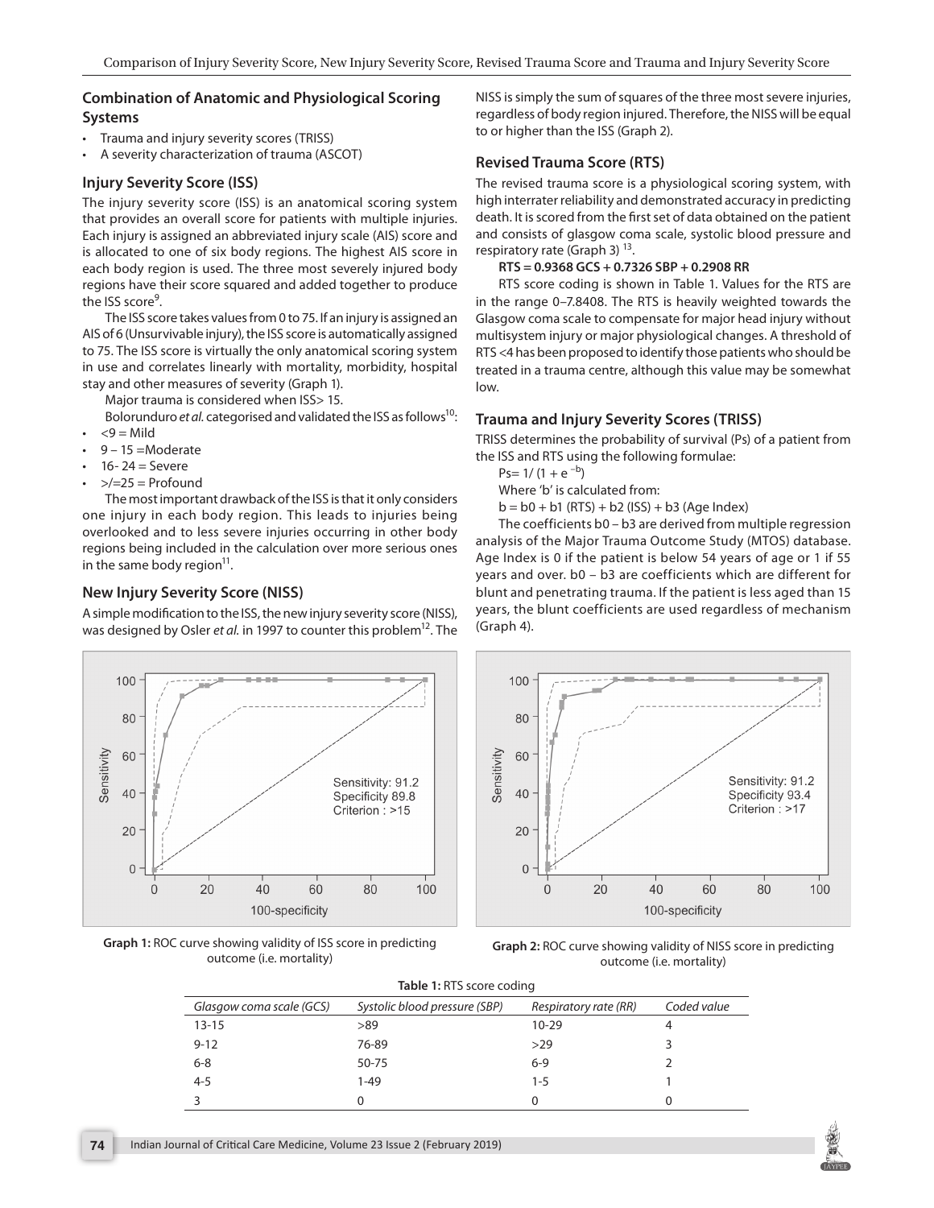### Combination of Anatomic and Physiological Scoring Systems

- Trauma and injury severity scores (TRISS)
- A severity characterization of trauma (ASCOT)

### Injury Severity Score (ISS)

The injury severity score (ISS) is an anatomical scoring system that provides an overall score for patients with multiple injuries. Each injury is assigned an abbreviated injury scale (AIS) score and is allocated to one of six body regions. The highest AIS score in each body region is used. The three most severely injured body regions have their score squared and added together to produce the ISS score[9].

The ISS score takes values from 0 to 75. If an injury is assigned an AIS of 6 (Unsurvivable injury), the ISS score is automatically assigned to 75. The ISS score is virtually the only anatomical scoring system in use and correlates linearly with mortality, morbidity, hospital stay and other measures of severity (Graph 1).

Major trauma is considered when ISS> 15.

Bolorunduro *et al.* categorised and validated the ISS as follows[10]:

- <9 = Mild
- 9 – 15 =Moderate
- 16- 24 = Severe
- >/=25 = Profound

The most important drawback of the ISS is that it only considers one injury in each body region. This leads to injuries being overlooked and to less severe injuries occurring in other body regions being included in the calculation over more serious ones in the same body region[11].

### New Injury Severity Score (NISS)

A simple modification to the ISS, the new injury severity score (NISS), was designed by Osler *et al.* in 1997 to counter this problem[12]. The NISS is simply the sum of squares of the three most severe injuries, regardless of body region injured. Therefore, the NISS will be equal to or higher than the ISS (Graph 2).

### Revised Trauma Score (RTS)

The revised trauma score is a physiological scoring system, with high interrater reliability and demonstrated accuracy in predicting death. It is scored from the first set of data obtained on the patient and consists of glasgow coma scale, systolic blood pressure and respiratory rate (Graph 3)[13].

**RTS = 0.9368 GCS + 0.7326 SBP + 0.2908 RR**

RTS score coding is shown in Table 1. Values for the RTS are in the range 0–7.8408. The RTS is heavily weighted towards the Glasgow coma scale to compensate for major head injury without multisystem injury or major physiological changes. A threshold of RTS <4 has been proposed to identify those patients who should be treated in a trauma centre, although this value may be somewhat low.

### Trauma and Injury Severity Scores (TRISS)

TRISS determines the probability of survival (Ps) of a patient from the ISS and RTS using the following formulae:

$Ps = 1/(1 + e^{-b})$

Where 'b' is calculated from:

$b = b0 + b1 (RTS) + b2 (ISS) + b3 (Age Index)$

The coefficients b0 – b3 are derived from multiple regression analysis of the Major Trauma Outcome Study (MTOS) database. Age Index is 0 if the patient is below 54 years of age or 1 if 55 years and over. b0 – b3 are coefficients which are different for blunt and penetrating trauma. If the patient is less aged than 15 years, the blunt coefficients are used regardless of mechanism (Graph 4).

**Graph 1:** ROC curve showing validity of ISS score in predicting outcome (i.e. mortality)

(Sensitivity: 91.2; Specificity 89.8; Criterion : >15)

**Graph 2:** ROC curve showing validity of NISS score in predicting outcome (i.e. mortality)

(Sensitivity: 91.2; Specificity 93.4; Criterion : >17)

**Table 1:** RTS score coding

| Glasgow coma scale (GCS) | Systolic blood pressure (SBP) | Respiratory rate (RR) | Coded value |
|---|---|---|---|
| 13-15 | >89 | 10-29 | 4 |
| 9-12 | 76-89 | >29 | 3 |
| 6-8 | 50-75 | 6-9 | 2 |
| 4-5 | 1-49 | 1-5 | 1 |
| 3 | 0 | 0 | 0 |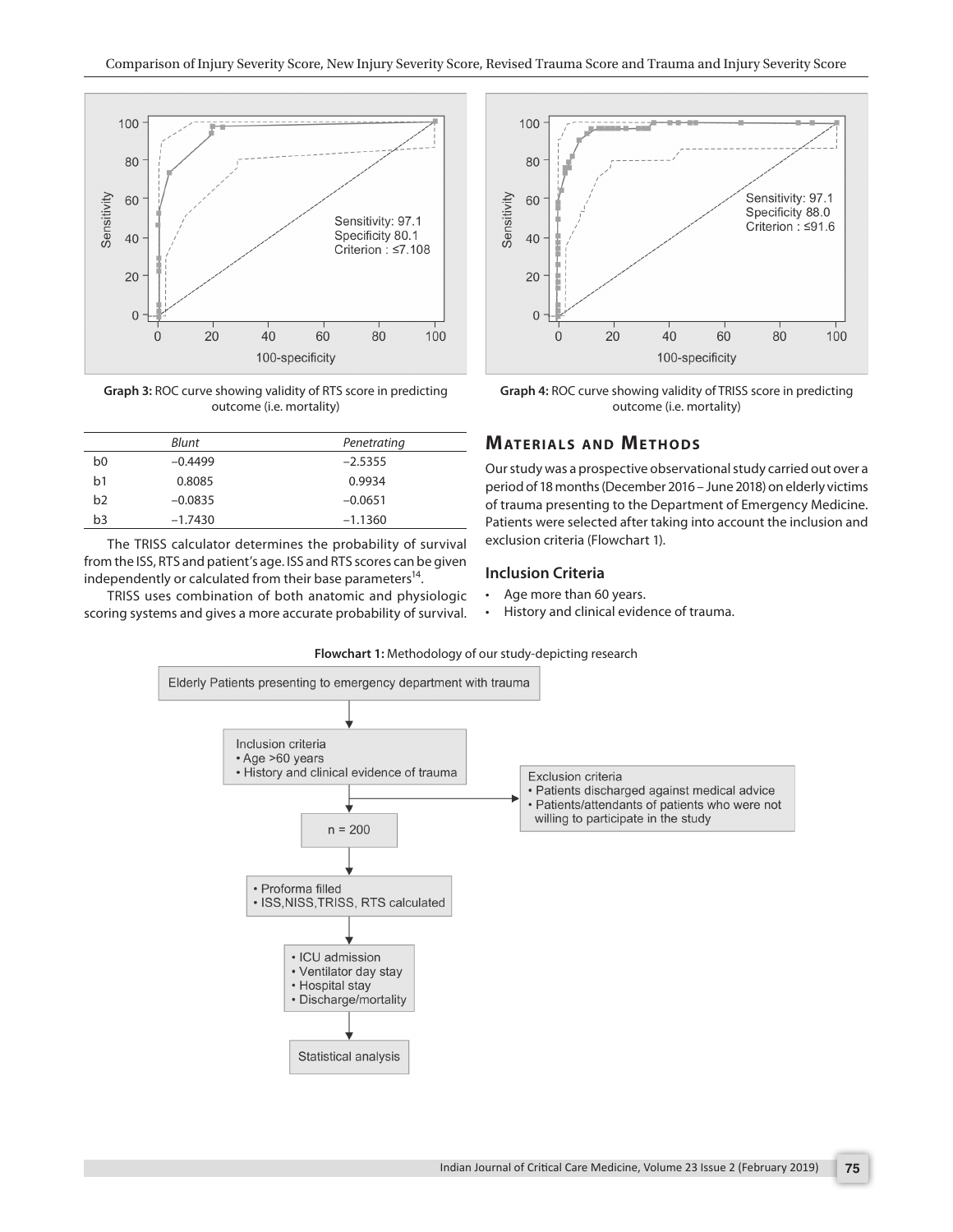Graph 3: ROC curve showing validity of RTS score in predicting outcome (i.e. mortality)

Graph 4: ROC curve showing validity of TRISS score in predicting outcome (i.e. mortality)

|  | *Blunt* | *Penetrating* |
|---|---|---|
| b0 | –0.4499 | –2.5355 |
| b1 | 0.8085 | 0.9934 |
| b2 | –0.0835 | –0.0651 |
| b3 | –1.7430 | –1.1360 |

The TRISS calculator determines the probability of survival from the ISS, RTS and patient's age. ISS and RTS scores can be given independently or calculated from their base parameters[14].

TRISS uses combination of both anatomic and physiologic scoring systems and gives a more accurate probability of survival.

## Materials and Methods

Our study was a prospective observational study carried out over a period of 18 months (December 2016 – June 2018) on elderly victims of trauma presenting to the Department of Emergency Medicine. Patients were selected after taking into account the inclusion and exclusion criteria (Flowchart 1).

### Inclusion Criteria

- Age more than 60 years.
- History and clinical evidence of trauma.

**Flowchart 1:** Methodology of our study-depicting research

- Elderly Patients presenting to emergency department with trauma
- Inclusion criteria
  - Age >60 years
  - History and clinical evidence of trauma
- Exclusion criteria
  - Patients discharged against medical advice
  - Patients/attendants of patients who were not willing to participate in the study
- n = 200
- Proforma filled; ISS, NISS, TRISS, RTS calculated
- ICU admission; Ventilator day stay; Hospital stay; Discharge/mortality
- Statistical analysis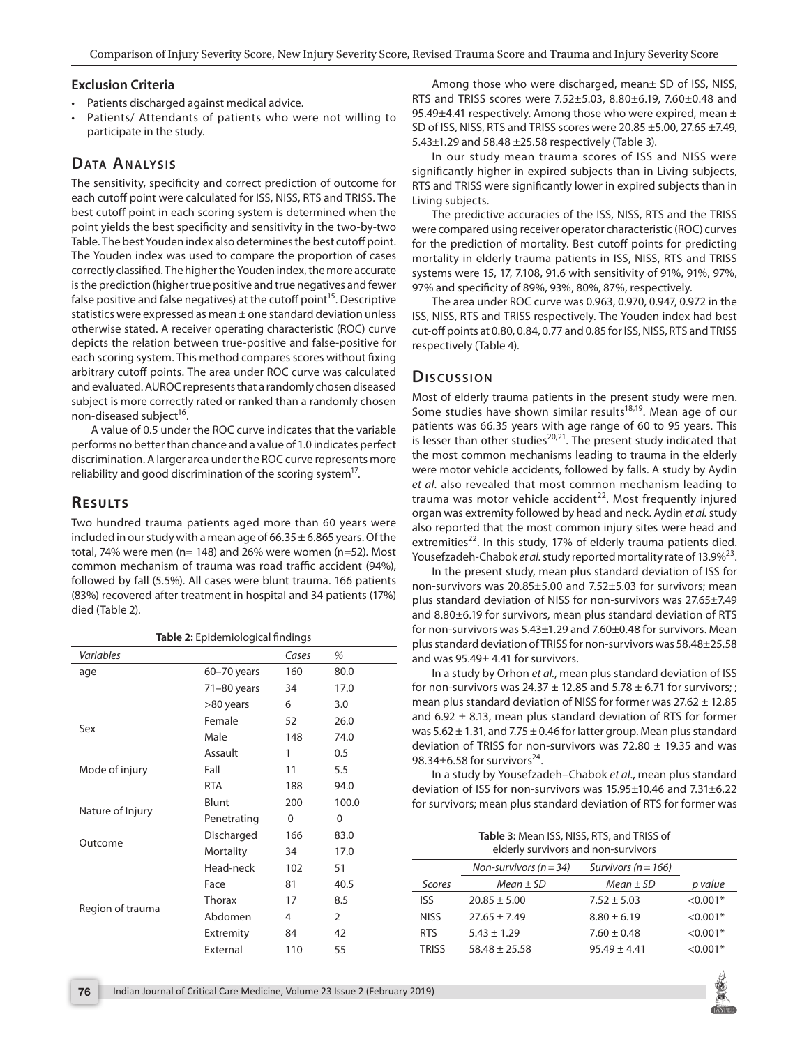### Exclusion Criteria

- Patients discharged against medical advice.
- Patients/ Attendants of patients who were not willing to participate in the study.

## Data Analysis

The sensitivity, specificity and correct prediction of outcome for each cutoff point were calculated for ISS, NISS, RTS and TRISS. The best cutoff point in each scoring system is determined when the point yields the best specificity and sensitivity in the two-by-two Table. The best Youden index also determines the best cutoff point. The Youden index was used to compare the proportion of cases correctly classified. The higher the Youden index, the more accurate is the prediction (higher true positive and true negatives and fewer false positive and false negatives) at the cutoff point[15]. Descriptive statistics were expressed as mean ± one standard deviation unless otherwise stated. A receiver operating characteristic (ROC) curve depicts the relation between true-positive and false-positive for each scoring system. This method compares scores without fixing arbitrary cutoff points. The area under ROC curve was calculated and evaluated. AUROC represents that a randomly chosen diseased subject is more correctly rated or ranked than a randomly chosen non-diseased subject[16].

A value of 0.5 under the ROC curve indicates that the variable performs no better than chance and a value of 1.0 indicates perfect discrimination. A larger area under the ROC curve represents more reliability and good discrimination of the scoring system[17].

## Results

Two hundred trauma patients aged more than 60 years were included in our study with a mean age of 66.35 ± 6.865 years. Of the total, 74% were men (n= 148) and 26% were women (n=52). Most common mechanism of trauma was road traffic accident (94%), followed by fall (5.5%). All cases were blunt trauma. 166 patients (83%) recovered after treatment in hospital and 34 patients (17%) died (Table 2).

**Table 2:** Epidemiological findings

| *Variables* | | *Cases* | *%* |
|---|---|---|---|
| age | 60–70 years | 160 | 80.0 |
| | 71–80 years | 34 | 17.0 |
| | >80 years | 6 | 3.0 |
| Sex | Female | 52 | 26.0 |
| | Male | 148 | 74.0 |
| Mode of injury | Assault | 1 | 0.5 |
| | Fall | 11 | 5.5 |
| | RTA | 188 | 94.0 |
| Nature of Injury | Blunt | 200 | 100.0 |
| | Penetrating | 0 | 0 |
| Outcome | Discharged | 166 | 83.0 |
| | Mortality | 34 | 17.0 |
| Region of trauma | Head-neck | 102 | 51 |
| | Face | 81 | 40.5 |
| | Thorax | 17 | 8.5 |
| | Abdomen | 4 | 2 |
| | Extremity | 84 | 42 |
| | External | 110 | 55 |

Among those who were discharged, mean± SD of ISS, NISS, RTS and TRISS scores were 7.52±5.03, 8.80±6.19, 7.60±0.48 and 95.49±4.41 respectively. Among those who were expired, mean ± SD of ISS, NISS, RTS and TRISS scores were 20.85 ±5.00, 27.65 ±7.49, 5.43±1.29 and 58.48 ±25.58 respectively (Table 3).

In our study mean trauma scores of ISS and NISS were significantly higher in expired subjects than in Living subjects, RTS and TRISS were significantly lower in expired subjects than in Living subjects.

The predictive accuracies of the ISS, NISS, RTS and the TRISS were compared using receiver operator characteristic (ROC) curves for the prediction of mortality. Best cutoff points for predicting mortality in elderly trauma patients in ISS, NISS, RTS and TRISS systems were 15, 17, 7.108, 91.6 with sensitivity of 91%, 91%, 97%, 97% and specificity of 89%, 93%, 80%, 87%, respectively.

The area under ROC curve was 0.963, 0.970, 0.947, 0.972 in the ISS, NISS, RTS and TRISS respectively. The Youden index had best cut-off points at 0.80, 0.84, 0.77 and 0.85 for ISS, NISS, RTS and TRISS respectively (Table 4).

## Discussion

Most of elderly trauma patients in the present study were men. Some studies have shown similar results[18,19]. Mean age of our patients was 66.35 years with age range of 60 to 95 years. This is lesser than other studies[20,21]. The present study indicated that the most common mechanisms leading to trauma in the elderly were motor vehicle accidents, followed by falls. A study by Aydin *et al*. also revealed that most common mechanism leading to trauma was motor vehicle accident[22]. Most frequently injured organ was extremity followed by head and neck. Aydin *et al.* study also reported that the most common injury sites were head and extremities[22]. In this study, 17% of elderly trauma patients died. Yousefzadeh-Chabok *et al.* study reported mortality rate of 13.9%[23].

In the present study, mean plus standard deviation of ISS for non-survivors was 20.85±5.00 and 7.52±5.03 for survivors; mean plus standard deviation of NISS for non-survivors was 27.65±7.49 and 8.80±6.19 for survivors, mean plus standard deviation of RTS for non-survivors was 5.43±1.29 and 7.60±0.48 for survivors. Mean plus standard deviation of TRISS for non-survivors was 58.48±25.58 and was 95.49± 4.41 for survivors.

In a study by Orhon *et al.*, mean plus standard deviation of ISS for non-survivors was 24.37 ± 12.85 and 5.78 ± 6.71 for survivors; ; mean plus standard deviation of NISS for former was 27.62 ± 12.85 and 6.92 ± 8.13, mean plus standard deviation of RTS for former was 5.62 ± 1.31, and 7.75 ± 0.46 for latter group. Mean plus standard deviation of TRISS for non-survivors was 72.80 ± 19.35 and was 98.34±6.58 for survivors[24].

In a study by Yousefzadeh–Chabok *et al*., mean plus standard deviation of ISS for non-survivors was 15.95±10.46 and 7.31±6.22 for survivors; mean plus standard deviation of RTS for former was

**Table 3:** Mean ISS, NISS, RTS, and TRISS of elderly survivors and non-survivors

| | *Non-survivors (n = 34)* | *Survivors (n = 166)* | |
|---|---|---|---|
| *Scores* | *Mean ± SD* | *Mean ± SD* | *p value* |
| ISS | 20.85 ± 5.00 | 7.52 ± 5.03 | <0.001* |
| NISS | 27.65 ± 7.49 | 8.80 ± 6.19 | <0.001* |
| RTS | 5.43 ± 1.29 | 7.60 ± 0.48 | <0.001* |
| TRISS | 58.48 ± 25.58 | 95.49 ± 4.41 | <0.001* |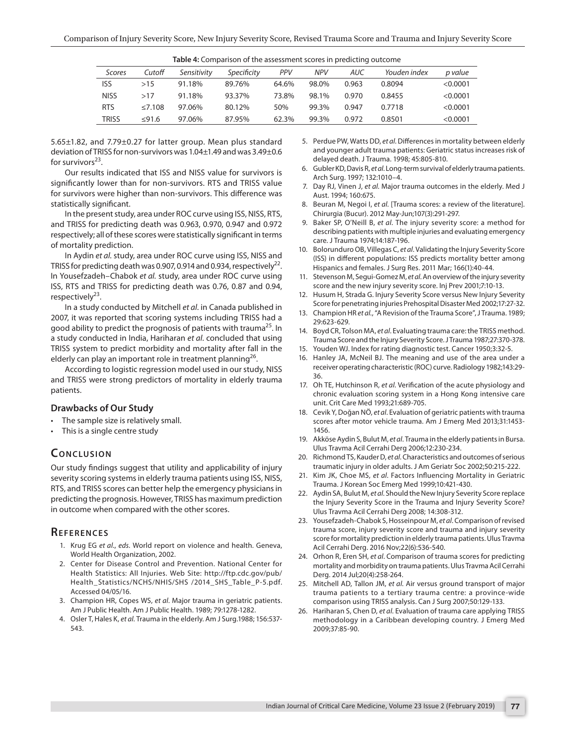**Table 4:** Comparison of the assessment scores in predicting outcome

| *Scores* | *Cutoff* | *Sensitivity* | *Specificity* | *PPV* | *NPV* | *AUC* | *Youden index* | *p value* |
|---|---|---|---|---|---|---|---|---|
| ISS | >15 | 91.18% | 89.76% | 64.6% | 98.0% | 0.963 | 0.8094 | <0.0001 |
| NISS | >17 | 91.18% | 93.37% | 73.8% | 98.1% | 0.970 | 0.8455 | <0.0001 |
| RTS | ≤7.108 | 97.06% | 80.12% | 50% | 99.3% | 0.947 | 0.7718 | <0.0001 |
| TRISS | ≤91.6 | 97.06% | 87.95% | 62.3% | 99.3% | 0.972 | 0.8501 | <0.0001 |

5.65±1.82, and 7.79±0.27 for latter group. Mean plus standard deviation of TRISS for non-survivors was 1.04±1.49 and was 3.49±0.6 for survivors[23].

Our results indicated that ISS and NISS value for survivors is significantly lower than for non-survivors. RTS and TRISS value for survivors were higher than non-survivors. This difference was statistically significant.

In the present study, area under ROC curve using ISS, NISS, RTS, and TRISS for predicting death was 0.963, 0.970, 0.947 and 0.972 respectively; all of these scores were statistically significant in terms of mortality prediction.

In Aydin *et al.* study, area under ROC curve using ISS, NISS and TRISS for predicting death was 0.907, 0.914 and 0.934, respectively[22]. In Yousefzadeh–Chabok *et al.* study, area under ROC curve using ISS, RTS and TRISS for predicting death was 0.76, 0.87 and 0.94, respectively[23].

In a study conducted by Mitchell *et al*. in Canada published in 2007, it was reported that scoring systems including TRISS had a good ability to predict the prognosis of patients with trauma[25]. In a study conducted in India, Hariharan *et al*. concluded that using TRISS system to predict morbidity and mortality after fall in the elderly can play an important role in treatment planning[26].

According to logistic regression model used in our study, NISS and TRISS were strong predictors of mortality in elderly trauma patients.

### Drawbacks of Our Study

- The sample size is relatively small.
- This is a single centre study

## Conclusion

Our study findings suggest that utility and applicability of injury severity scoring systems in elderly trauma patients using ISS, NISS, RTS, and TRISS scores can better help the emergency physicians in predicting the prognosis. However, TRISS has maximum prediction in outcome when compared with the other scores.

## References

1. Krug EG *et al*., *eds.* World report on violence and health. Geneva, World Health Organization, 2002.
2. Center for Disease Control and Prevention. National Center for Health Statistics: All Injuries. Web Site: http://ftp.cdc.gov/pub/Health_Statistics/NCHS/NHIS/SHS /2014_SHS_Table_P-5.pdf. Accessed 04/05/16.
3. Champion HR, Copes WS, *et al*. Major trauma in geriatric patients. Am J Public Health. Am J Public Health. 1989; 79:1278-1282.
4. Osler T, Hales K, *et al.* Trauma in the elderly. Am J Surg.1988; 156:537-543.
5. Perdue PW, Watts DD, *et al.* Differences in mortality between elderly and younger adult trauma patients: Geriatric status increases risk of delayed death. J Trauma. 1998; 45:805-810.
6. Gubler KD, Davis R, *et al.* Long-term survival of elderly trauma patients. Arch Surg. 1997; 132:1010–4.
7. Day RJ, Vinen J, *et al.* Major trauma outcomes in the elderly. Med J Aust. 1994; 160:675.
8. Beuran M, Negoi I, *et al.* [Trauma scores: a review of the literature]. Chirurgia (Bucur). 2012 May-Jun;107(3):291-297.
9. Baker SP, O'Neill B, *et al*. The injury severity score: a method for describing patients with multiple injuries and evaluating emergency care. J Trauma 1974;14:187-196.
10. Bolorunduro OB, Villegas C, *et al*. Validating the Injury Severity Score (ISS) in different populations: ISS predicts mortality better among Hispanics and females. J Surg Res. 2011 Mar; 166(1):40-44.
11. Stevenson M, Segui-Gomez M, *et al.* An overview of the injury severity score and the new injury severity score. Inj Prev 2001;7:10-13.
12. Husum H, Strada G. Injury Severity Score versus New Injury Severity Score for penetrating injuries Prehospital Disaster Med 2002;17:27-32.
13. Champion HR *et al.*, "A Revision of the Trauma Score", J Trauma. 1989; 29:623-629.
14. Boyd CR, Tolson MA, *et al*. Evaluating trauma care: the TRISS method. Trauma Score and the Injury Severity Score. J Trauma 1987;27:370-378.
15. Youden WJ. Index for rating diagnostic test. Cancer 1950;3:32-5.
16. Hanley JA, McNeil BJ. The meaning and use of the area under a receiver operating characteristic (ROC) curve. Radiology 1982;143:29-36.
17. Oh TE, Hutchinson R, *et al*. Verification of the acute physiology and chronic evaluation scoring system in a Hong Kong intensive care unit. Crit Care Med 1993;21:689-705.
18. Cevik Y, Doğan NÖ, *et al*. Evaluation of geriatric patients with trauma scores after motor vehicle trauma. Am J Emerg Med 2013;31:1453-1456.
19. Akköse Aydin S, Bulut M, *et al*. Trauma in the elderly patients in Bursa. Ulus Travma Acil Cerrahi Derg 2006;12:230-234.
20. Richmond TS, Kauder D, *et al.* Characteristics and outcomes of serious traumatic injury in older adults. J Am Geriatr Soc 2002;50:215-222.
21. Kim JK, Choe MS, *et al.* Factors Influencing Mortality in Geriatric Trauma. J Korean Soc Emerg Med 1999;10:421-430.
22. Aydin SA, Bulut M, *et al*. Should the New Injury Severity Score replace the Injury Severity Score in the Trauma and Injury Severity Score? Ulus Travma Acil Cerrahi Derg 2008; 14:308-312.
23. Yousefzadeh-Chabok S, Hosseinpour M, *et al*. Comparison of revised trauma score, injury severity score and trauma and injury severity score for mortality prediction in elderly trauma patients. Ulus Travma Acil Cerrahi Derg. 2016 Nov;22(6):536-540.
24. Orhon R, Eren SH, *et al*. Comparison of trauma scores for predicting mortality and morbidity on trauma patients. Ulus Travma Acil Cerrahi Derg. 2014 Jul;20(4):258-264.
25. Mitchell AD, Tallon JM, *et al.* Air versus ground transport of major trauma patients to a tertiary trauma centre: a province-wide comparison using TRISS analysis. Can J Surg 2007;50:129-133.
26. Hariharan S, Chen D, *et al.* Evaluation of trauma care applying TRISS methodology in a Caribbean developing country. J Emerg Med 2009;37:85-90.